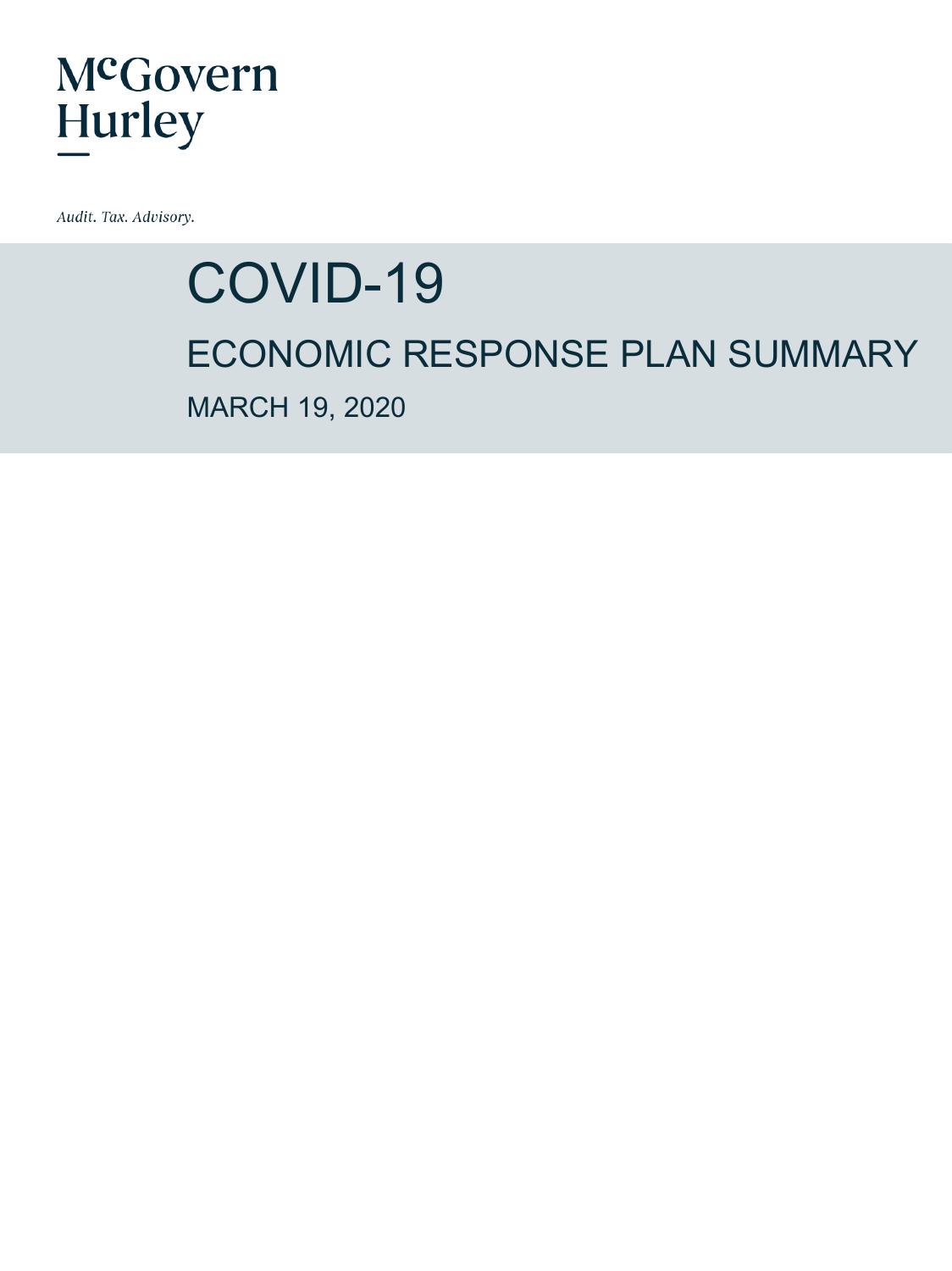McGovern Hurley

*Audit. Tax. Advisory.*

# COVID-19

## ECONOMIC RESPONSE PLAN SUMMARY

### MARCH 19, 2020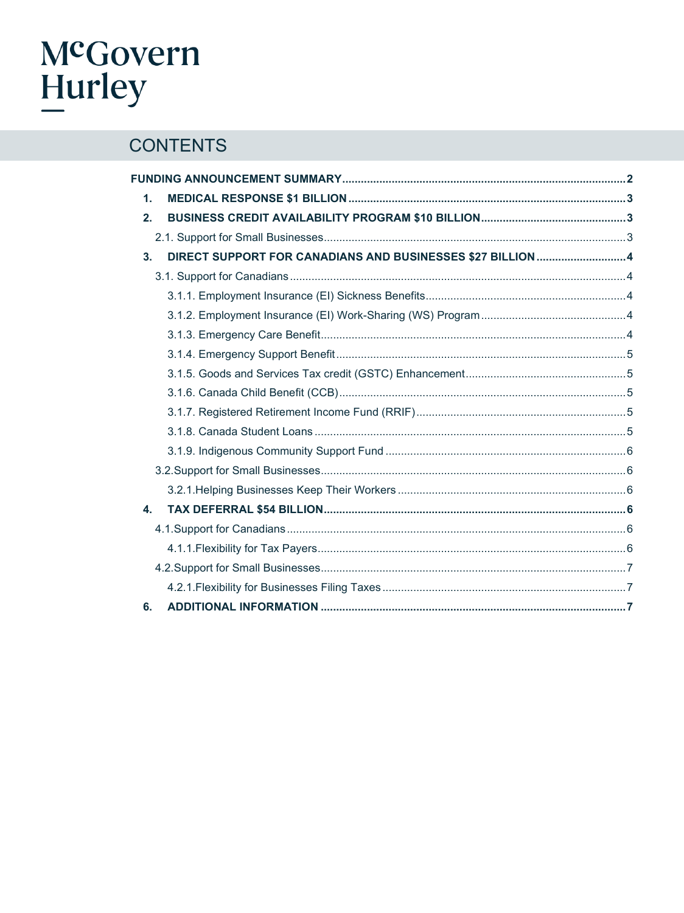McGovern Hurley

# CONTENTS

**FUNDING ANNOUNCEMENT SUMMARY** .......... **2**

- **1. MEDICAL RESPONSE $1 BILLION** .......... **3**
- **2. BUSINESS CREDIT AVAILABILITY PROGRAM $10 BILLION** .......... **3**
  - 2.1. Support for Small Businesses .......... 3
- **3. DIRECT SUPPORT FOR CANADIANS AND BUSINESSES $27 BILLION** .......... **4**
  - 3.1. Support for Canadians .......... 4
    - 3.1.1. Employment Insurance (EI) Sickness Benefits .......... 4
    - 3.1.2. Employment Insurance (EI) Work-Sharing (WS) Program .......... 4
    - 3.1.3. Emergency Care Benefit .......... 4
    - 3.1.4. Emergency Support Benefit .......... 5
    - 3.1.5. Goods and Services Tax credit (GSTC) Enhancement .......... 5
    - 3.1.6. Canada Child Benefit (CCB) .......... 5
    - 3.1.7. Registered Retirement Income Fund (RRIF) .......... 5
    - 3.1.8. Canada Student Loans .......... 5
    - 3.1.9. Indigenous Community Support Fund .......... 6
  - 3.2. Support for Small Businesses .......... 6
    - 3.2.1. Helping Businesses Keep Their Workers .......... 6
- **4. TAX DEFERRAL $54 BILLION** .......... **6**
  - 4.1. Support for Canadians .......... 6
    - 4.1.1. Flexibility for Tax Payers .......... 6
  - 4.2. Support for Small Businesses .......... 7
    - 4.2.1. Flexibility for Businesses Filing Taxes .......... 7
- **6. ADDITIONAL INFORMATION** .......... **7**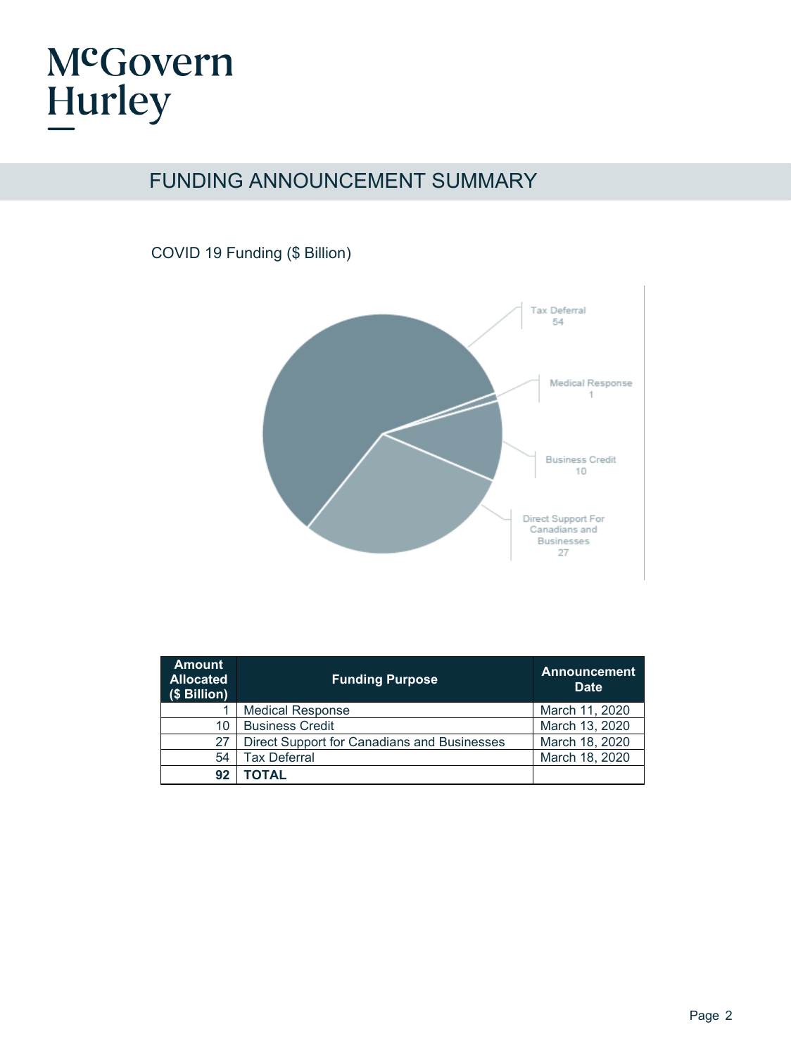# FUNDING ANNOUNCEMENT SUMMARY

COVID 19 Funding ($ Billion)

Tax Deferral
54

Medical Response
1

Business Credit
10

Direct Support For Canadians and Businesses
27

| Amount Allocated ($ Billion) | Funding Purpose | Announcement Date |
|---|---|---|
| 1 | Medical Response | March 11, 2020 |
| 10 | Business Credit | March 13, 2020 |
| 27 | Direct Support for Canadians and Businesses | March 18, 2020 |
| 54 | Tax Deferral | March 18, 2020 |
| **92** | **TOTAL** | |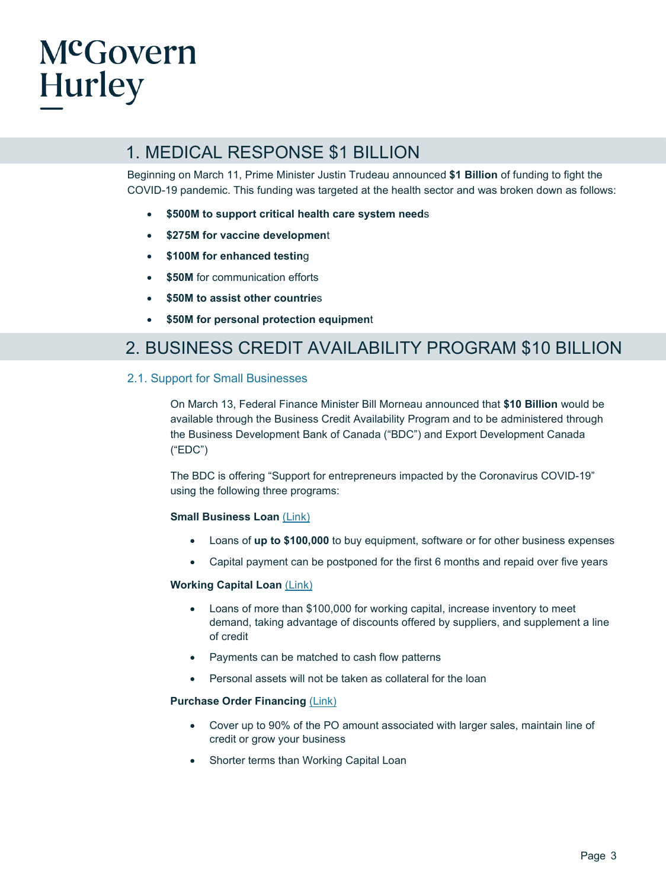## 1. MEDICAL RESPONSE $1 BILLION

Beginning on March 11, Prime Minister Justin Trudeau announced **$1 Billion** of funding to fight the COVID-19 pandemic. This funding was targeted at the health sector and was broken down as follows:

- **$500M to support critical health care system needs**
- **$275M for vaccine development**
- **$100M for enhanced testing**
- **$50M** for communication efforts
- **$50M to assist other countries**
- **$50M for personal protection equipment**

## 2. BUSINESS CREDIT AVAILABILITY PROGRAM $10 BILLION

### 2.1. Support for Small Businesses

On March 13, Federal Finance Minister Bill Morneau announced that **$10 Billion** would be available through the Business Credit Availability Program and to be administered through the Business Development Bank of Canada ("BDC") and Export Development Canada ("EDC")

The BDC is offering "Support for entrepreneurs impacted by the Coronavirus COVID-19" using the following three programs:

**Small Business Loan** (Link)

- Loans of **up to $100,000** to buy equipment, software or for other business expenses
- Capital payment can be postponed for the first 6 months and repaid over five years

**Working Capital Loan** (Link)

- Loans of more than $100,000 for working capital, increase inventory to meet demand, taking advantage of discounts offered by suppliers, and supplement a line of credit
- Payments can be matched to cash flow patterns
- Personal assets will not be taken as collateral for the loan

**Purchase Order Financing** (Link)

- Cover up to 90% of the PO amount associated with larger sales, maintain line of credit or grow your business
- Shorter terms than Working Capital Loan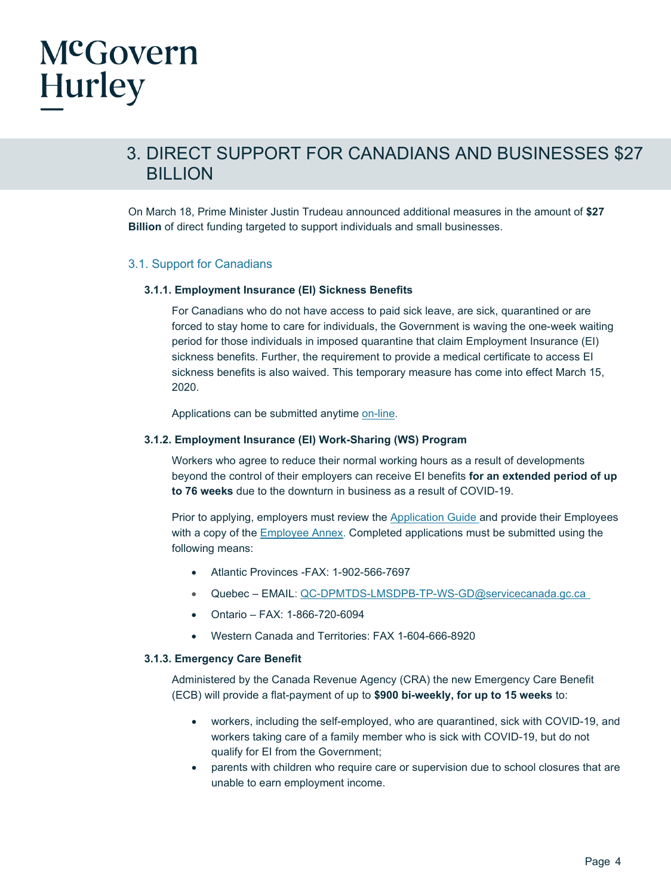# 3. DIRECT SUPPORT FOR CANADIANS AND BUSINESSES $27 BILLION

On March 18, Prime Minister Justin Trudeau announced additional measures in the amount of **$27 Billion** of direct funding targeted to support individuals and small businesses.

## 3.1. Support for Canadians

### 3.1.1. Employment Insurance (EI) Sickness Benefits

For Canadians who do not have access to paid sick leave, are sick, quarantined or are forced to stay home to care for individuals, the Government is waving the one-week waiting period for those individuals in imposed quarantine that claim Employment Insurance (EI) sickness benefits. Further, the requirement to provide a medical certificate to access EI sickness benefits is also waived. This temporary measure has come into effect March 15, 2020.

Applications can be submitted anytime on-line.

### 3.1.2. Employment Insurance (EI) Work-Sharing (WS) Program

Workers who agree to reduce their normal working hours as a result of developments beyond the control of their employers can receive EI benefits **for an extended period of up to 76 weeks** due to the downturn in business as a result of COVID-19.

Prior to applying, employers must review the Application Guide and provide their Employees with a copy of the Employee Annex. Completed applications must be submitted using the following means:

- Atlantic Provinces -FAX: 1-902-566-7697
- Quebec – EMAIL: QC-DPMTDS-LMSDPB-TP-WS-GD@servicecanada.gc.ca
- Ontario – FAX: 1-866-720-6094
- Western Canada and Territories: FAX 1-604-666-8920

### 3.1.3. Emergency Care Benefit

Administered by the Canada Revenue Agency (CRA) the new Emergency Care Benefit (ECB) will provide a flat-payment of up to **$900 bi-weekly, for up to 15 weeks** to:

- workers, including the self-employed, who are quarantined, sick with COVID-19, and workers taking care of a family member who is sick with COVID-19, but do not qualify for EI from the Government;
- parents with children who require care or supervision due to school closures that are unable to earn employment income.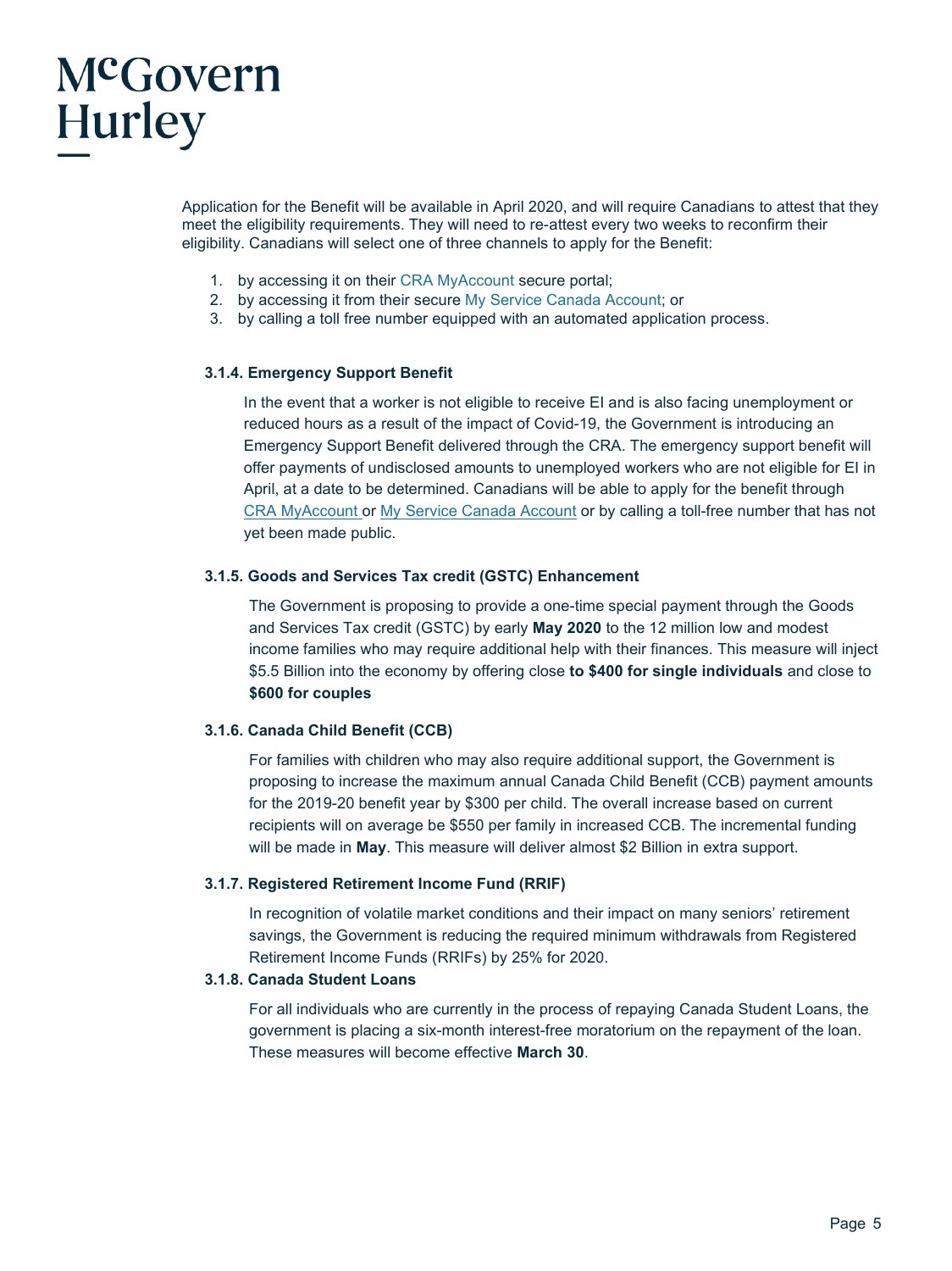Application for the Benefit will be available in April 2020, and will require Canadians to attest that they meet the eligibility requirements. They will need to re-attest every two weeks to reconfirm their eligibility. Canadians will select one of three channels to apply for the Benefit:

1. by accessing it on their CRA MyAccount secure portal;
2. by accessing it from their secure My Service Canada Account; or
3. by calling a toll free number equipped with an automated application process.

#### 3.1.4. Emergency Support Benefit

In the event that a worker is not eligible to receive EI and is also facing unemployment or reduced hours as a result of the impact of Covid-19, the Government is introducing an Emergency Support Benefit delivered through the CRA. The emergency support benefit will offer payments of undisclosed amounts to unemployed workers who are not eligible for EI in April, at a date to be determined. Canadians will be able to apply for the benefit through CRA MyAccount or My Service Canada Account or by calling a toll-free number that has not yet been made public.

#### 3.1.5. Goods and Services Tax credit (GSTC) Enhancement

The Government is proposing to provide a one-time special payment through the Goods and Services Tax credit (GSTC) by early **May 2020** to the 12 million low and modest income families who may require additional help with their finances. This measure will inject $5.5 Billion into the economy by offering close **to $400 for single individuals** and close to **$600 for couples**

#### 3.1.6. Canada Child Benefit (CCB)

For families with children who may also require additional support, the Government is proposing to increase the maximum annual Canada Child Benefit (CCB) payment amounts for the 2019-20 benefit year by $300 per child. The overall increase based on current recipients will on average be $550 per family in increased CCB. The incremental funding will be made in **May**. This measure will deliver almost $2 Billion in extra support.

#### 3.1.7. Registered Retirement Income Fund (RRIF)

In recognition of volatile market conditions and their impact on many seniors' retirement savings, the Government is reducing the required minimum withdrawals from Registered Retirement Income Funds (RRIFs) by 25% for 2020.

#### 3.1.8. Canada Student Loans

For all individuals who are currently in the process of repaying Canada Student Loans, the government is placing a six-month interest-free moratorium on the repayment of the loan. These measures will become effective **March 30**.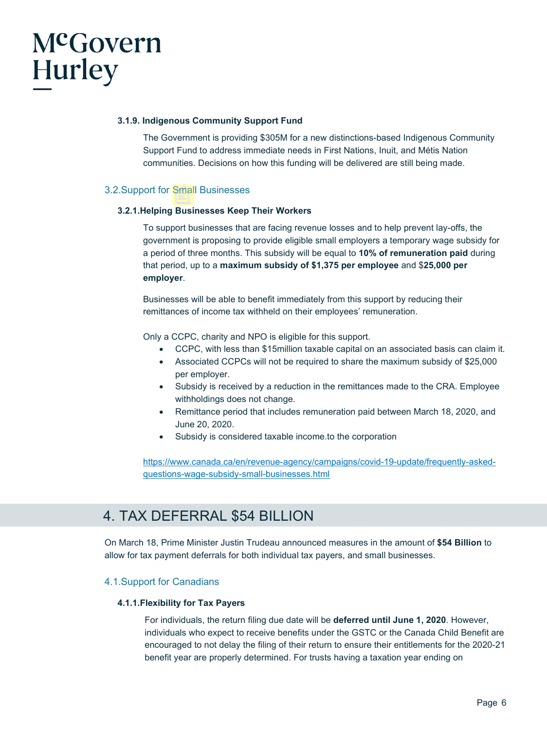#### 3.1.9. Indigenous Community Support Fund

The Government is providing $305M for a new distinctions-based Indigenous Community Support Fund to address immediate needs in First Nations, Inuit, and Métis Nation communities. Decisions on how this funding will be delivered are still being made.

### 3.2. Support for Small Businesses

#### 3.2.1. Helping Businesses Keep Their Workers

To support businesses that are facing revenue losses and to help prevent lay-offs, the government is proposing to provide eligible small employers a temporary wage subsidy for a period of three months. This subsidy will be equal to **10% of remuneration paid** during that period, up to a **maximum subsidy of $1,375 per employee** and $**25,000 per employer**.

Businesses will be able to benefit immediately from this support by reducing their remittances of income tax withheld on their employees' remuneration.

Only a CCPC, charity and NPO is eligible for this support.

- CCPC, with less than $15million taxable capital on an associated basis can claim it.
- Associated CCPCs will not be required to share the maximum subsidy of $25,000 per employer.
- Subsidy is received by a reduction in the remittances made to the CRA. Employee withholdings does not change.
- Remittance period that includes remuneration paid between March 18, 2020, and June 20, 2020.
- Subsidy is considered taxable income.to the corporation

https://www.canada.ca/en/revenue-agency/campaigns/covid-19-update/frequently-asked-questions-wage-subsidy-small-businesses.html

## 4. TAX DEFERRAL $54 BILLION

On March 18, Prime Minister Justin Trudeau announced measures in the amount of **$54 Billion** to allow for tax payment deferrals for both individual tax payers, and small businesses.

### 4.1. Support for Canadians

#### 4.1.1. Flexibility for Tax Payers

For individuals, the return filing due date will be **deferred until June 1, 2020**. However, individuals who expect to receive benefits under the GSTC or the Canada Child Benefit are encouraged to not delay the filing of their return to ensure their entitlements for the 2020-21 benefit year are properly determined. For trusts having a taxation year ending on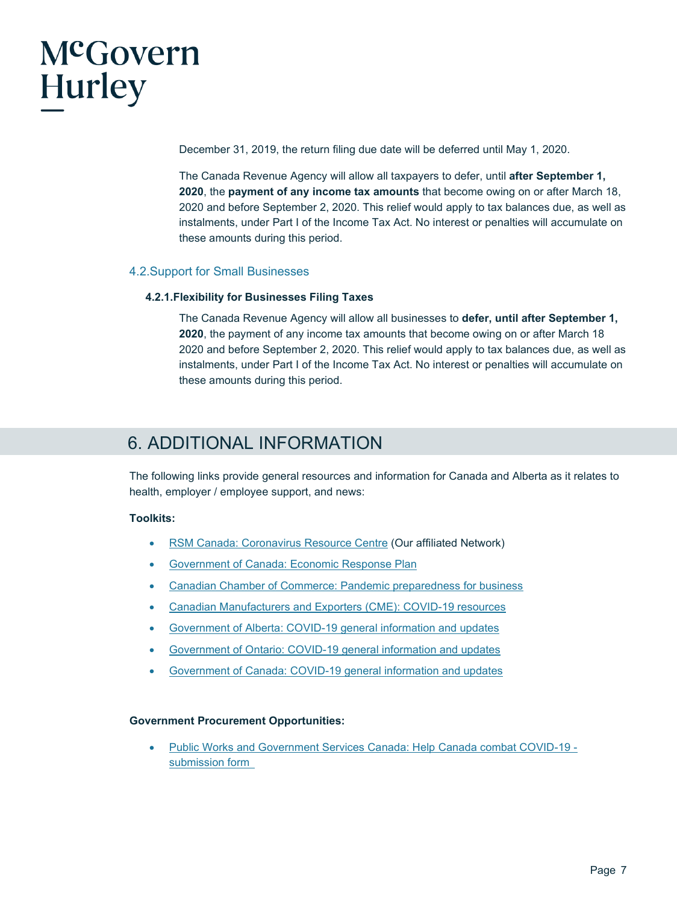December 31, 2019, the return filing due date will be deferred until May 1, 2020.

The Canada Revenue Agency will allow all taxpayers to defer, until **after September 1, 2020**, the **payment of any income tax amounts** that become owing on or after March 18, 2020 and before September 2, 2020. This relief would apply to tax balances due, as well as instalments, under Part I of the Income Tax Act. No interest or penalties will accumulate on these amounts during this period.

### 4.2.Support for Small Businesses

#### 4.2.1.Flexibility for Businesses Filing Taxes

The Canada Revenue Agency will allow all businesses to **defer, until after September 1, 2020**, the payment of any income tax amounts that become owing on or after March 18 2020 and before September 2, 2020. This relief would apply to tax balances due, as well as instalments, under Part I of the Income Tax Act. No interest or penalties will accumulate on these amounts during this period.

## 6. ADDITIONAL INFORMATION

The following links provide general resources and information for Canada and Alberta as it relates to health, employer / employee support, and news:

**Toolkits:**

- RSM Canada: Coronavirus Resource Centre (Our affiliated Network)
- Government of Canada: Economic Response Plan
- Canadian Chamber of Commerce: Pandemic preparedness for business
- Canadian Manufacturers and Exporters (CME): COVID-19 resources
- Government of Alberta: COVID-19 general information and updates
- Government of Ontario: COVID-19 general information and updates
- Government of Canada: COVID-19 general information and updates

**Government Procurement Opportunities:**

- Public Works and Government Services Canada: Help Canada combat COVID-19 - submission form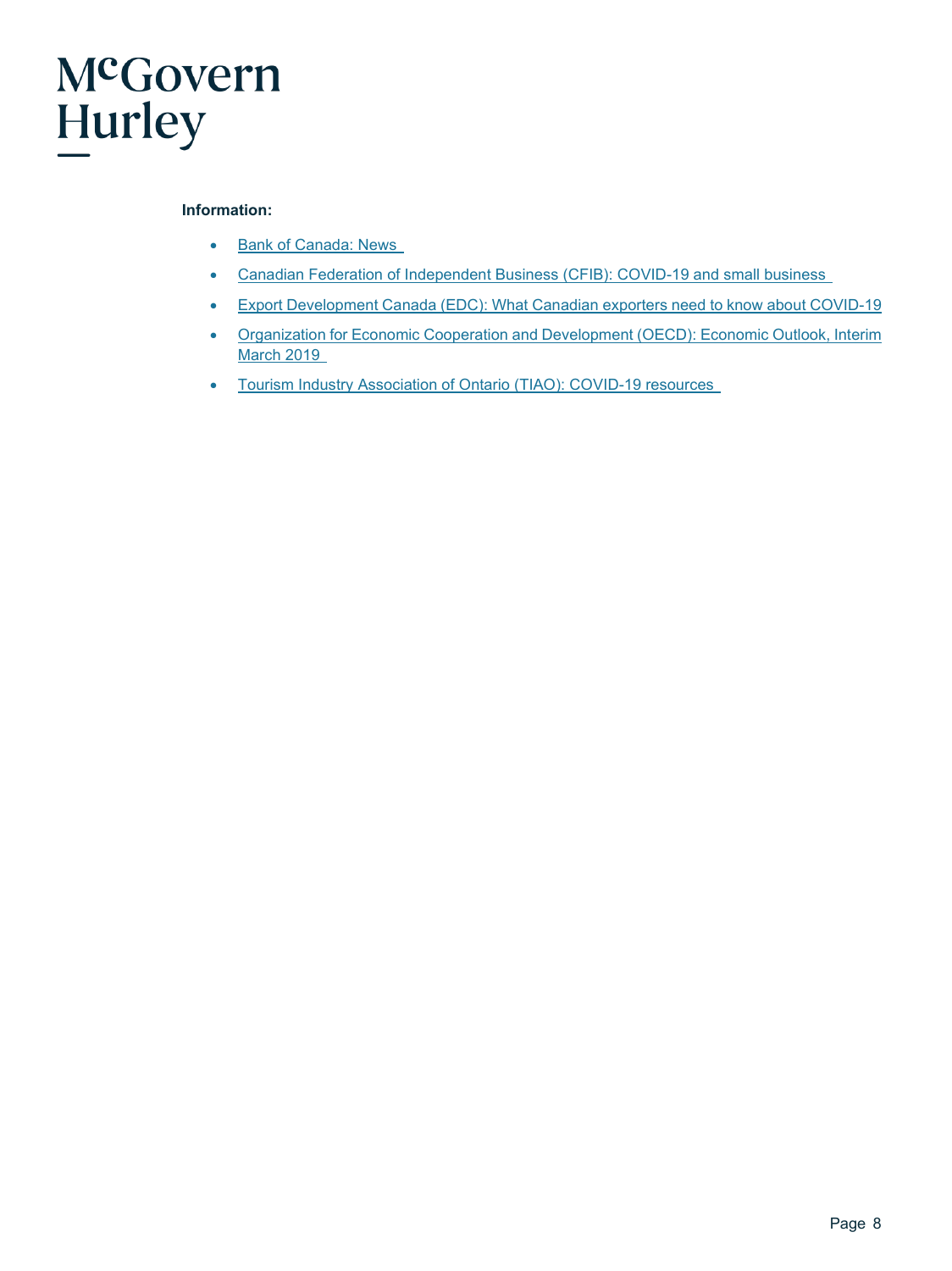**Information:**

- Bank of Canada: News
- Canadian Federation of Independent Business (CFIB): COVID-19 and small business
- Export Development Canada (EDC): What Canadian exporters need to know about COVID-19
- Organization for Economic Cooperation and Development (OECD): Economic Outlook, Interim March 2019
- Tourism Industry Association of Ontario (TIAO): COVID-19 resources